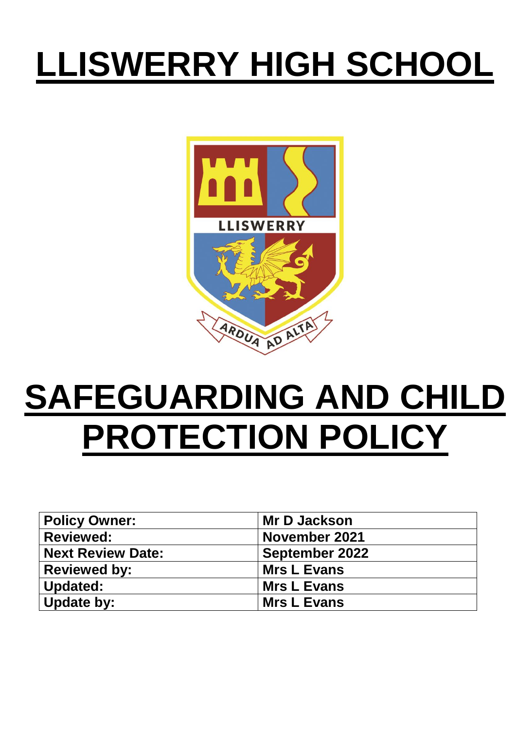# LLISWERRY HIGH SCHOOL

# SAFEGUARDING AND CHILD PROTECTION POLICY

| Policy Owner: | Mr D Jackson |
|---|---|
| Reviewed: | November 2021 |
| Next Review Date: | September 2022 |
| Reviewed by: | Mrs L Evans |
| Updated: | Mrs L Evans |
| Update by: | Mrs L Evans |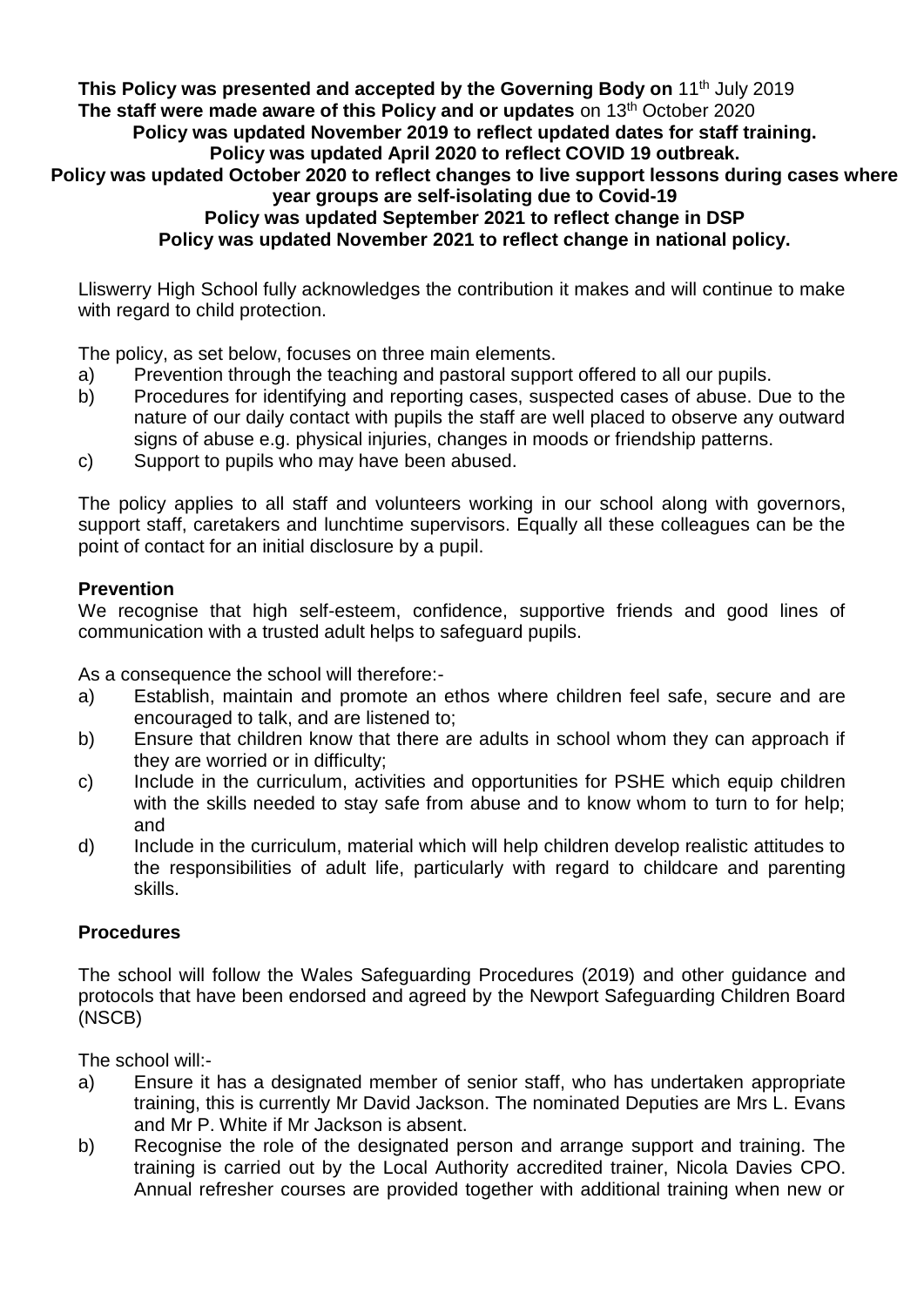**This Policy was presented and accepted by the Governing Body on** 11th July 2019
**The staff were made aware of this Policy and or updates** on 13th October 2020
**Policy was updated November 2019 to reflect updated dates for staff training.**
**Policy was updated April 2020 to reflect COVID 19 outbreak.**
**Policy was updated October 2020 to reflect changes to live support lessons during cases where year groups are self-isolating due to Covid-19**
**Policy was updated September 2021 to reflect change in DSP**
**Policy was updated November 2021 to reflect change in national policy.**

Lliswerry High School fully acknowledges the contribution it makes and will continue to make with regard to child protection.

The policy, as set below, focuses on three main elements.

a) Prevention through the teaching and pastoral support offered to all our pupils.
b) Procedures for identifying and reporting cases, suspected cases of abuse. Due to the nature of our daily contact with pupils the staff are well placed to observe any outward signs of abuse e.g. physical injuries, changes in moods or friendship patterns.
c) Support to pupils who may have been abused.

The policy applies to all staff and volunteers working in our school along with governors, support staff, caretakers and lunchtime supervisors. Equally all these colleagues can be the point of contact for an initial disclosure by a pupil.

**Prevention**

We recognise that high self-esteem, confidence, supportive friends and good lines of communication with a trusted adult helps to safeguard pupils.

As a consequence the school will therefore:-

a) Establish, maintain and promote an ethos where children feel safe, secure and are encouraged to talk, and are listened to;
b) Ensure that children know that there are adults in school whom they can approach if they are worried or in difficulty;
c) Include in the curriculum, activities and opportunities for PSHE which equip children with the skills needed to stay safe from abuse and to know whom to turn to for help; and
d) Include in the curriculum, material which will help children develop realistic attitudes to the responsibilities of adult life, particularly with regard to childcare and parenting skills.

**Procedures**

The school will follow the Wales Safeguarding Procedures (2019) and other guidance and protocols that have been endorsed and agreed by the Newport Safeguarding Children Board (NSCB)

The school will:-

a) Ensure it has a designated member of senior staff, who has undertaken appropriate training, this is currently Mr David Jackson. The nominated Deputies are Mrs L. Evans and Mr P. White if Mr Jackson is absent.
b) Recognise the role of the designated person and arrange support and training. The training is carried out by the Local Authority accredited trainer, Nicola Davies CPO. Annual refresher courses are provided together with additional training when new or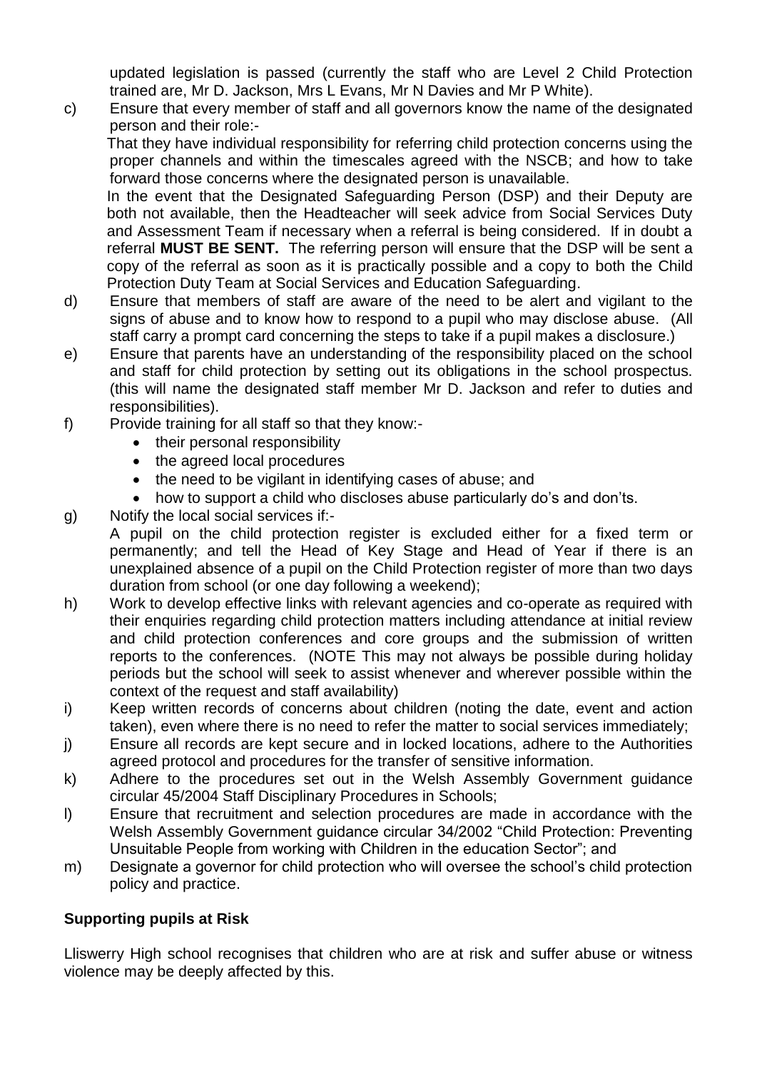updated legislation is passed (currently the staff who are Level 2 Child Protection trained are, Mr D. Jackson, Mrs L Evans, Mr N Davies and Mr P White).

c) Ensure that every member of staff and all governors know the name of the designated person and their role:-

   That they have individual responsibility for referring child protection concerns using the proper channels and within the timescales agreed with the NSCB; and how to take forward those concerns where the designated person is unavailable.

   In the event that the Designated Safeguarding Person (DSP) and their Deputy are both not available, then the Headteacher will seek advice from Social Services Duty and Assessment Team if necessary when a referral is being considered. If in doubt a referral **MUST BE SENT.** The referring person will ensure that the DSP will be sent a copy of the referral as soon as it is practically possible and a copy to both the Child Protection Duty Team at Social Services and Education Safeguarding.

d) Ensure that members of staff are aware of the need to be alert and vigilant to the signs of abuse and to know how to respond to a pupil who may disclose abuse. (All staff carry a prompt card concerning the steps to take if a pupil makes a disclosure.)

e) Ensure that parents have an understanding of the responsibility placed on the school and staff for child protection by setting out its obligations in the school prospectus. (this will name the designated staff member Mr D. Jackson and refer to duties and responsibilities).

f) Provide training for all staff so that they know:-
   - their personal responsibility
   - the agreed local procedures
   - the need to be vigilant in identifying cases of abuse; and
   - how to support a child who discloses abuse particularly do's and don'ts.

g) Notify the local social services if:-

   A pupil on the child protection register is excluded either for a fixed term or permanently; and tell the Head of Key Stage and Head of Year if there is an unexplained absence of a pupil on the Child Protection register of more than two days duration from school (or one day following a weekend);

h) Work to develop effective links with relevant agencies and co-operate as required with their enquiries regarding child protection matters including attendance at initial review and child protection conferences and core groups and the submission of written reports to the conferences. (NOTE This may not always be possible during holiday periods but the school will seek to assist whenever and wherever possible within the context of the request and staff availability)

i) Keep written records of concerns about children (noting the date, event and action taken), even where there is no need to refer the matter to social services immediately;

j) Ensure all records are kept secure and in locked locations, adhere to the Authorities agreed protocol and procedures for the transfer of sensitive information.

k) Adhere to the procedures set out in the Welsh Assembly Government guidance circular 45/2004 Staff Disciplinary Procedures in Schools;

l) Ensure that recruitment and selection procedures are made in accordance with the Welsh Assembly Government guidance circular 34/2002 "Child Protection: Preventing Unsuitable People from working with Children in the education Sector"; and

m) Designate a governor for child protection who will oversee the school's child protection policy and practice.

**Supporting pupils at Risk**

Lliswerry High school recognises that children who are at risk and suffer abuse or witness violence may be deeply affected by this.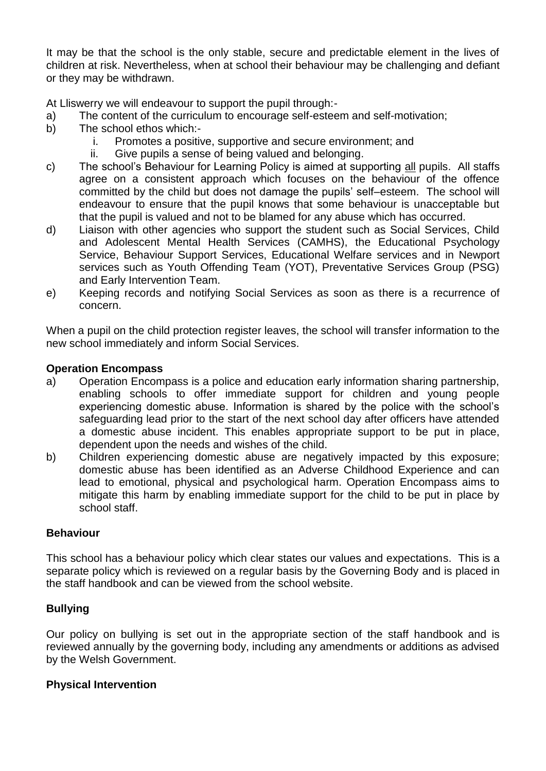It may be that the school is the only stable, secure and predictable element in the lives of children at risk. Nevertheless, when at school their behaviour may be challenging and defiant or they may be withdrawn.

At Lliswerry we will endeavour to support the pupil through:-

a) The content of the curriculum to encourage self-esteem and self-motivation;
b) The school ethos which:-
   i. Promotes a positive, supportive and secure environment; and
   ii. Give pupils a sense of being valued and belonging.
c) The school's Behaviour for Learning Policy is aimed at supporting <u>all</u> pupils. All staffs agree on a consistent approach which focuses on the behaviour of the offence committed by the child but does not damage the pupils' self–esteem. The school will endeavour to ensure that the pupil knows that some behaviour is unacceptable but that the pupil is valued and not to be blamed for any abuse which has occurred.
d) Liaison with other agencies who support the student such as Social Services, Child and Adolescent Mental Health Services (CAMHS), the Educational Psychology Service, Behaviour Support Services, Educational Welfare services and in Newport services such as Youth Offending Team (YOT), Preventative Services Group (PSG) and Early Intervention Team.
e) Keeping records and notifying Social Services as soon as there is a recurrence of concern.

When a pupil on the child protection register leaves, the school will transfer information to the new school immediately and inform Social Services.

**Operation Encompass**

a) Operation Encompass is a police and education early information sharing partnership, enabling schools to offer immediate support for children and young people experiencing domestic abuse. Information is shared by the police with the school's safeguarding lead prior to the start of the next school day after officers have attended a domestic abuse incident. This enables appropriate support to be put in place, dependent upon the needs and wishes of the child.
b) Children experiencing domestic abuse are negatively impacted by this exposure; domestic abuse has been identified as an Adverse Childhood Experience and can lead to emotional, physical and psychological harm. Operation Encompass aims to mitigate this harm by enabling immediate support for the child to be put in place by school staff.

**Behaviour**

This school has a behaviour policy which clear states our values and expectations. This is a separate policy which is reviewed on a regular basis by the Governing Body and is placed in the staff handbook and can be viewed from the school website.

**Bullying**

Our policy on bullying is set out in the appropriate section of the staff handbook and is reviewed annually by the governing body, including any amendments or additions as advised by the Welsh Government.

**Physical Intervention**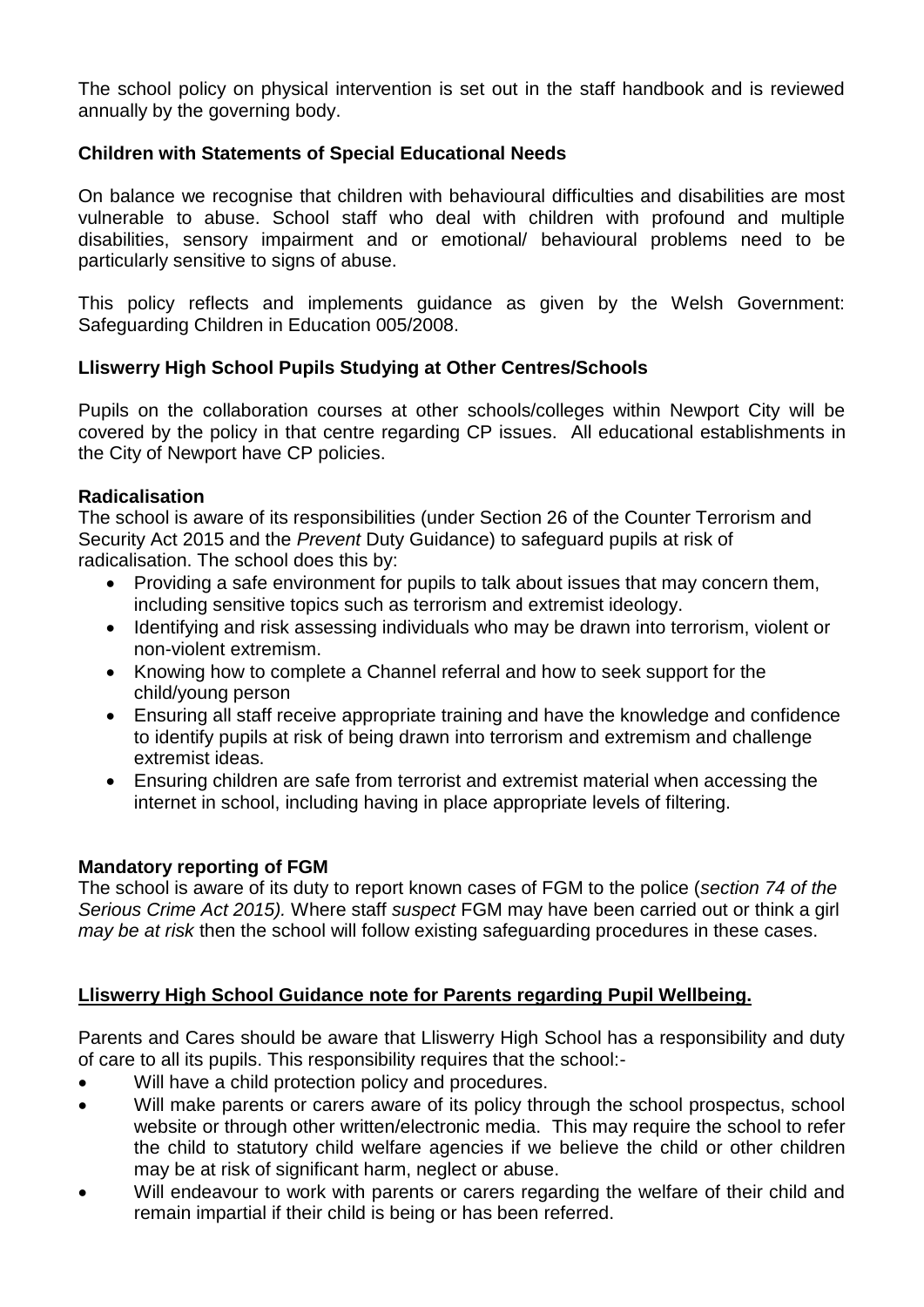The school policy on physical intervention is set out in the staff handbook and is reviewed annually by the governing body.

**Children with Statements of Special Educational Needs**

On balance we recognise that children with behavioural difficulties and disabilities are most vulnerable to abuse. School staff who deal with children with profound and multiple disabilities, sensory impairment and or emotional/ behavioural problems need to be particularly sensitive to signs of abuse.

This policy reflects and implements guidance as given by the Welsh Government: Safeguarding Children in Education 005/2008.

**Lliswerry High School Pupils Studying at Other Centres/Schools**

Pupils on the collaboration courses at other schools/colleges within Newport City will be covered by the policy in that centre regarding CP issues. All educational establishments in the City of Newport have CP policies.

**Radicalisation**

The school is aware of its responsibilities (under Section 26 of the Counter Terrorism and Security Act 2015 and the *Prevent* Duty Guidance) to safeguard pupils at risk of radicalisation. The school does this by:

- Providing a safe environment for pupils to talk about issues that may concern them, including sensitive topics such as terrorism and extremist ideology.
- Identifying and risk assessing individuals who may be drawn into terrorism, violent or non-violent extremism.
- Knowing how to complete a Channel referral and how to seek support for the child/young person
- Ensuring all staff receive appropriate training and have the knowledge and confidence to identify pupils at risk of being drawn into terrorism and extremism and challenge extremist ideas.
- Ensuring children are safe from terrorist and extremist material when accessing the internet in school, including having in place appropriate levels of filtering.

**Mandatory reporting of FGM**

The school is aware of its duty to report known cases of FGM to the police (*section 74 of the Serious Crime Act 2015).* Where staff *suspect* FGM may have been carried out or think a girl *may be at risk* then the school will follow existing safeguarding procedures in these cases.

**<u>Lliswerry High School Guidance note for Parents regarding Pupil Wellbeing.</u>**

Parents and Cares should be aware that Lliswerry High School has a responsibility and duty of care to all its pupils. This responsibility requires that the school:-

- Will have a child protection policy and procedures.
- Will make parents or carers aware of its policy through the school prospectus, school website or through other written/electronic media. This may require the school to refer the child to statutory child welfare agencies if we believe the child or other children may be at risk of significant harm, neglect or abuse.
- Will endeavour to work with parents or carers regarding the welfare of their child and remain impartial if their child is being or has been referred.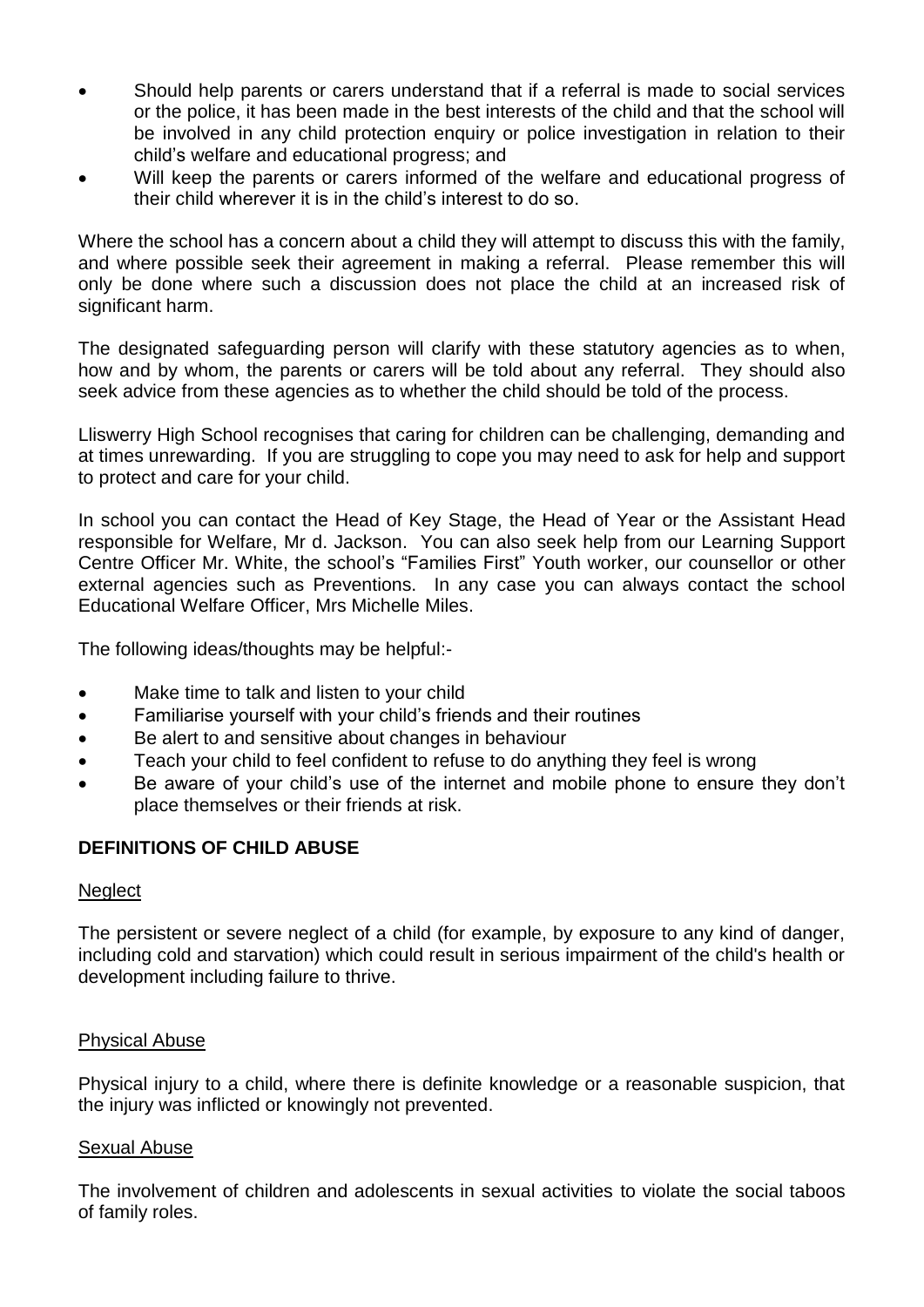- Should help parents or carers understand that if a referral is made to social services or the police, it has been made in the best interests of the child and that the school will be involved in any child protection enquiry or police investigation in relation to their child's welfare and educational progress; and
- Will keep the parents or carers informed of the welfare and educational progress of their child wherever it is in the child's interest to do so.

Where the school has a concern about a child they will attempt to discuss this with the family, and where possible seek their agreement in making a referral. Please remember this will only be done where such a discussion does not place the child at an increased risk of significant harm.

The designated safeguarding person will clarify with these statutory agencies as to when, how and by whom, the parents or carers will be told about any referral. They should also seek advice from these agencies as to whether the child should be told of the process.

Lliswerry High School recognises that caring for children can be challenging, demanding and at times unrewarding. If you are struggling to cope you may need to ask for help and support to protect and care for your child.

In school you can contact the Head of Key Stage, the Head of Year or the Assistant Head responsible for Welfare, Mr d. Jackson. You can also seek help from our Learning Support Centre Officer Mr. White, the school's "Families First" Youth worker, our counsellor or other external agencies such as Preventions. In any case you can always contact the school Educational Welfare Officer, Mrs Michelle Miles.

The following ideas/thoughts may be helpful:-

- Make time to talk and listen to your child
- Familiarise yourself with your child's friends and their routines
- Be alert to and sensitive about changes in behaviour
- Teach your child to feel confident to refuse to do anything they feel is wrong
- Be aware of your child's use of the internet and mobile phone to ensure they don't place themselves or their friends at risk.

## DEFINITIONS OF CHILD ABUSE

### Neglect

The persistent or severe neglect of a child (for example, by exposure to any kind of danger, including cold and starvation) which could result in serious impairment of the child's health or development including failure to thrive.

### Physical Abuse

Physical injury to a child, where there is definite knowledge or a reasonable suspicion, that the injury was inflicted or knowingly not prevented.

### Sexual Abuse

The involvement of children and adolescents in sexual activities to violate the social taboos of family roles.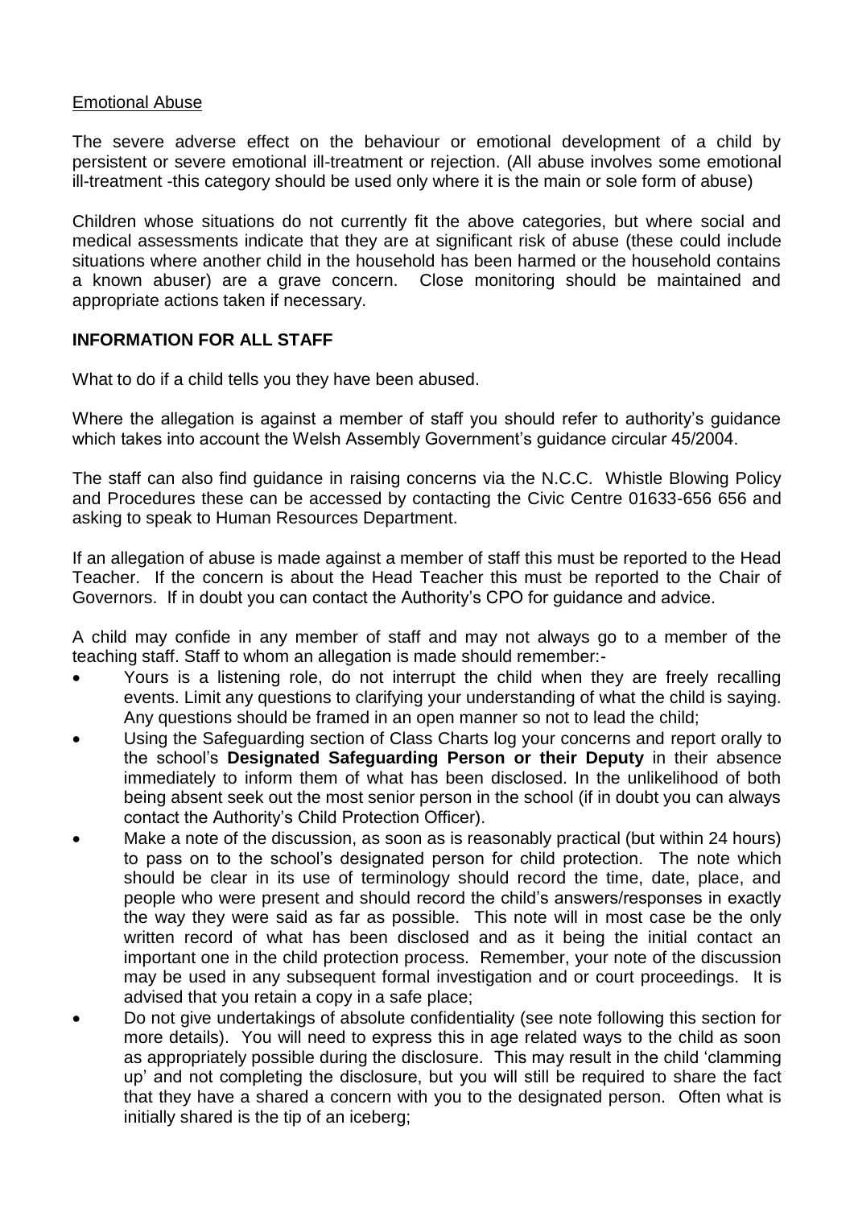Emotional Abuse

The severe adverse effect on the behaviour or emotional development of a child by persistent or severe emotional ill-treatment or rejection. (All abuse involves some emotional ill-treatment -this category should be used only where it is the main or sole form of abuse)

Children whose situations do not currently fit the above categories, but where social and medical assessments indicate that they are at significant risk of abuse (these could include situations where another child in the household has been harmed or the household contains a known abuser) are a grave concern. Close monitoring should be maintained and appropriate actions taken if necessary.

**INFORMATION FOR ALL STAFF**

What to do if a child tells you they have been abused.

Where the allegation is against a member of staff you should refer to authority's guidance which takes into account the Welsh Assembly Government's guidance circular 45/2004.

The staff can also find guidance in raising concerns via the N.C.C. Whistle Blowing Policy and Procedures these can be accessed by contacting the Civic Centre 01633-656 656 and asking to speak to Human Resources Department.

If an allegation of abuse is made against a member of staff this must be reported to the Head Teacher. If the concern is about the Head Teacher this must be reported to the Chair of Governors. If in doubt you can contact the Authority's CPO for guidance and advice.

A child may confide in any member of staff and may not always go to a member of the teaching staff. Staff to whom an allegation is made should remember:-

- Yours is a listening role, do not interrupt the child when they are freely recalling events. Limit any questions to clarifying your understanding of what the child is saying. Any questions should be framed in an open manner so not to lead the child;
- Using the Safeguarding section of Class Charts log your concerns and report orally to the school's **Designated Safeguarding Person or their Deputy** in their absence immediately to inform them of what has been disclosed. In the unlikelihood of both being absent seek out the most senior person in the school (if in doubt you can always contact the Authority's Child Protection Officer).
- Make a note of the discussion, as soon as is reasonably practical (but within 24 hours) to pass on to the school's designated person for child protection. The note which should be clear in its use of terminology should record the time, date, place, and people who were present and should record the child's answers/responses in exactly the way they were said as far as possible. This note will in most case be the only written record of what has been disclosed and as it being the initial contact an important one in the child protection process. Remember, your note of the discussion may be used in any subsequent formal investigation and or court proceedings. It is advised that you retain a copy in a safe place;
- Do not give undertakings of absolute confidentiality (see note following this section for more details). You will need to express this in age related ways to the child as soon as appropriately possible during the disclosure. This may result in the child 'clamming up' and not completing the disclosure, but you will still be required to share the fact that they have a shared a concern with you to the designated person. Often what is initially shared is the tip of an iceberg;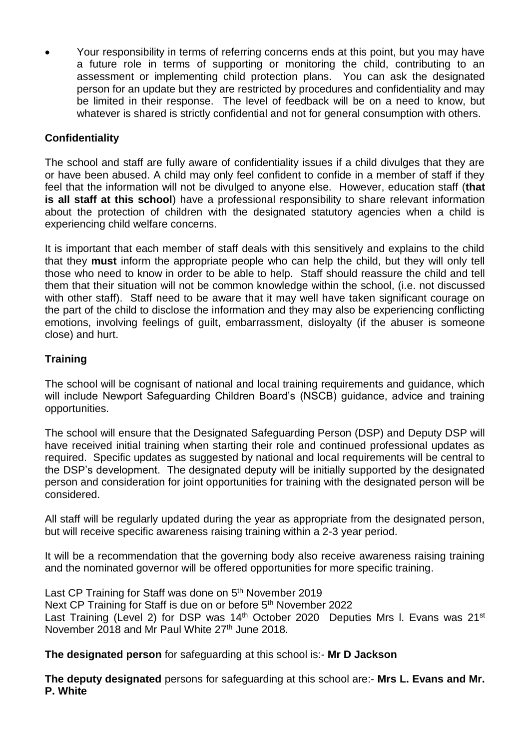- Your responsibility in terms of referring concerns ends at this point, but you may have a future role in terms of supporting or monitoring the child, contributing to an assessment or implementing child protection plans. You can ask the designated person for an update but they are restricted by procedures and confidentiality and may be limited in their response. The level of feedback will be on a need to know, but whatever is shared is strictly confidential and not for general consumption with others.

**Confidentiality**

The school and staff are fully aware of confidentiality issues if a child divulges that they are or have been abused. A child may only feel confident to confide in a member of staff if they feel that the information will not be divulged to anyone else. However, education staff (**that is all staff at this school**) have a professional responsibility to share relevant information about the protection of children with the designated statutory agencies when a child is experiencing child welfare concerns.

It is important that each member of staff deals with this sensitively and explains to the child that they **must** inform the appropriate people who can help the child, but they will only tell those who need to know in order to be able to help. Staff should reassure the child and tell them that their situation will not be common knowledge within the school, (i.e. not discussed with other staff). Staff need to be aware that it may well have taken significant courage on the part of the child to disclose the information and they may also be experiencing conflicting emotions, involving feelings of guilt, embarrassment, disloyalty (if the abuser is someone close) and hurt.

**Training**

The school will be cognisant of national and local training requirements and guidance, which will include Newport Safeguarding Children Board's (NSCB) guidance, advice and training opportunities.

The school will ensure that the Designated Safeguarding Person (DSP) and Deputy DSP will have received initial training when starting their role and continued professional updates as required. Specific updates as suggested by national and local requirements will be central to the DSP's development. The designated deputy will be initially supported by the designated person and consideration for joint opportunities for training with the designated person will be considered.

All staff will be regularly updated during the year as appropriate from the designated person, but will receive specific awareness raising training within a 2-3 year period.

It will be a recommendation that the governing body also receive awareness raising training and the nominated governor will be offered opportunities for more specific training.

Last CP Training for Staff was done on 5th November 2019
Next CP Training for Staff is due on or before 5th November 2022
Last Training (Level 2) for DSP was 14th October 2020 Deputies Mrs l. Evans was 21st November 2018 and Mr Paul White 27th June 2018.

**The designated person** for safeguarding at this school is:- **Mr D Jackson**

**The deputy designated** persons for safeguarding at this school are:- **Mrs L. Evans and Mr. P. White**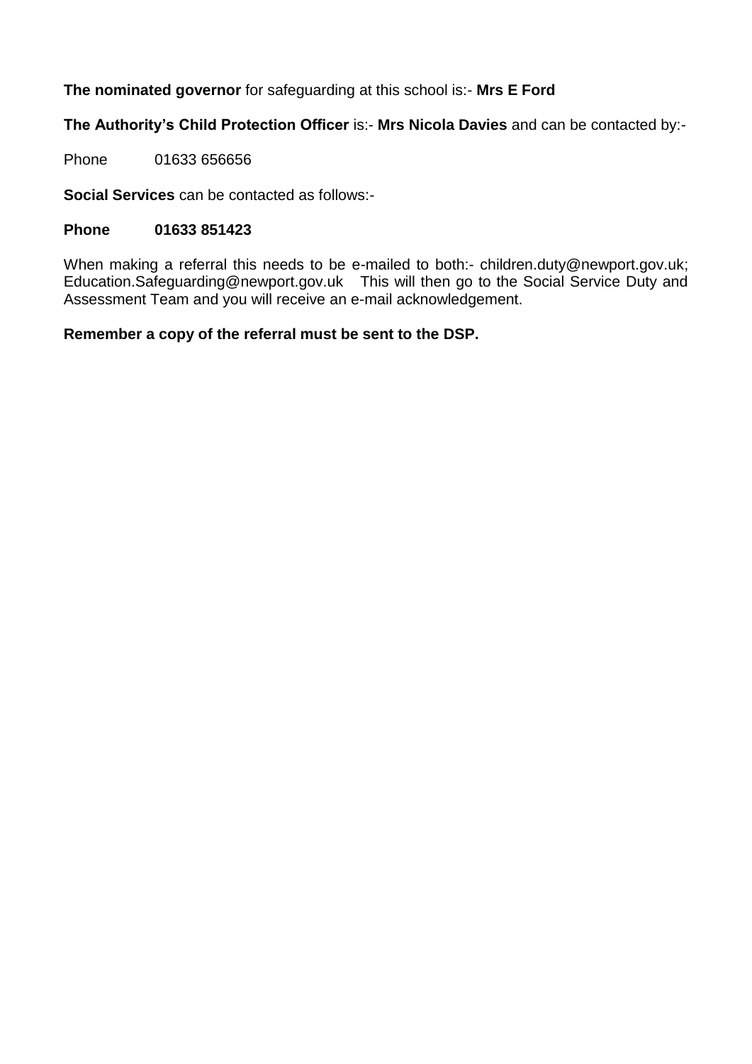**The nominated governor** for safeguarding at this school is:- **Mrs E Ford**

**The Authority's Child Protection Officer** is:- **Mrs Nicola Davies** and can be contacted by:-

Phone 01633 656656

**Social Services** can be contacted as follows:-

**Phone 01633 851423**

When making a referral this needs to be e-mailed to both:- children.duty@newport.gov.uk; Education.Safeguarding@newport.gov.uk This will then go to the Social Service Duty and Assessment Team and you will receive an e-mail acknowledgement.

**Remember a copy of the referral must be sent to the DSP.**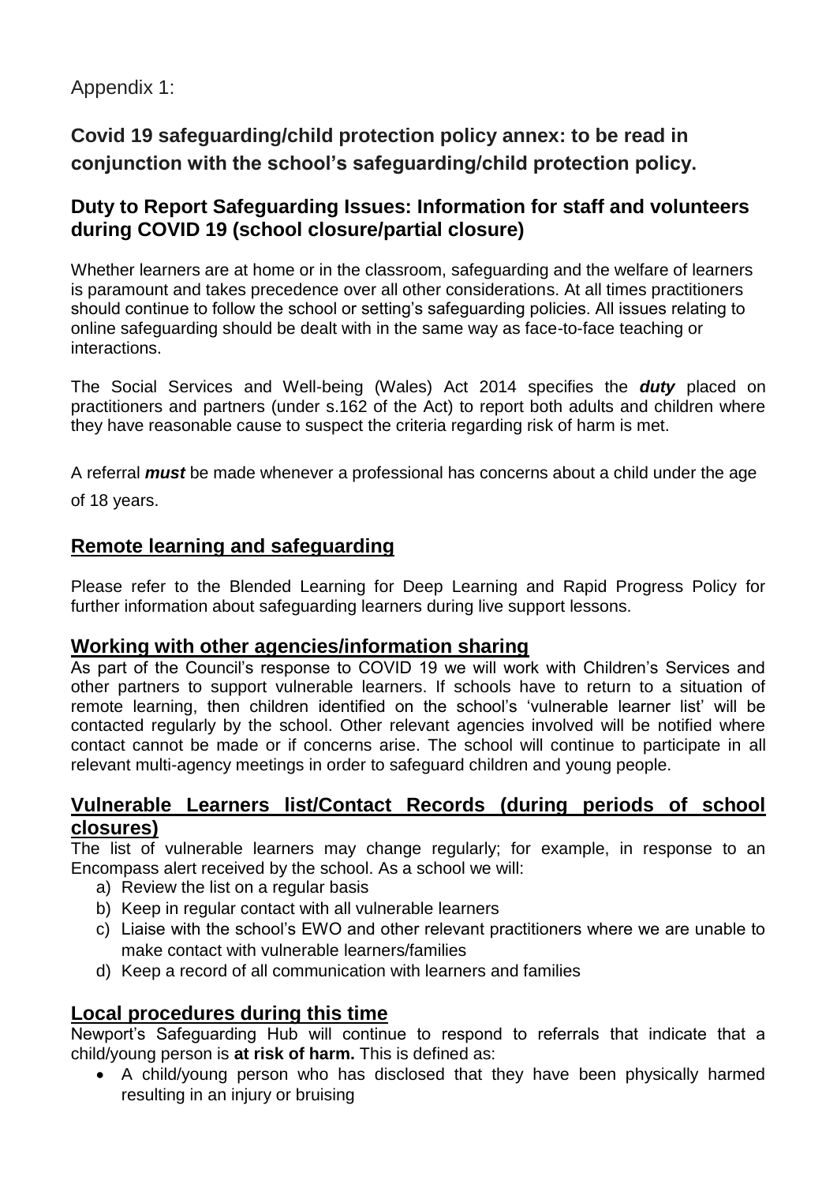Appendix 1:

## Covid 19 safeguarding/child protection policy annex: to be read in conjunction with the school's safeguarding/child protection policy.

### Duty to Report Safeguarding Issues: Information for staff and volunteers during COVID 19 (school closure/partial closure)

Whether learners are at home or in the classroom, safeguarding and the welfare of learners is paramount and takes precedence over all other considerations. At all times practitioners should continue to follow the school or setting's safeguarding policies. All issues relating to online safeguarding should be dealt with in the same way as face-to-face teaching or interactions.

The Social Services and Well-being (Wales) Act 2014 specifies the ***duty*** placed on practitioners and partners (under s.162 of the Act) to report both adults and children where they have reasonable cause to suspect the criteria regarding risk of harm is met.

A referral ***must*** be made whenever a professional has concerns about a child under the age of 18 years.

### Remote learning and safeguarding

Please refer to the Blended Learning for Deep Learning and Rapid Progress Policy for further information about safeguarding learners during live support lessons.

### Working with other agencies/information sharing

As part of the Council's response to COVID 19 we will work with Children's Services and other partners to support vulnerable learners. If schools have to return to a situation of remote learning, then children identified on the school's 'vulnerable learner list' will be contacted regularly by the school. Other relevant agencies involved will be notified where contact cannot be made or if concerns arise. The school will continue to participate in all relevant multi-agency meetings in order to safeguard children and young people.

### Vulnerable Learners list/Contact Records (during periods of school closures)

The list of vulnerable learners may change regularly; for example, in response to an Encompass alert received by the school. As a school we will:

a) Review the list on a regular basis
b) Keep in regular contact with all vulnerable learners
c) Liaise with the school's EWO and other relevant practitioners where we are unable to make contact with vulnerable learners/families
d) Keep a record of all communication with learners and families

### Local procedures during this time

Newport's Safeguarding Hub will continue to respond to referrals that indicate that a child/young person is **at risk of harm.** This is defined as:

- A child/young person who has disclosed that they have been physically harmed resulting in an injury or bruising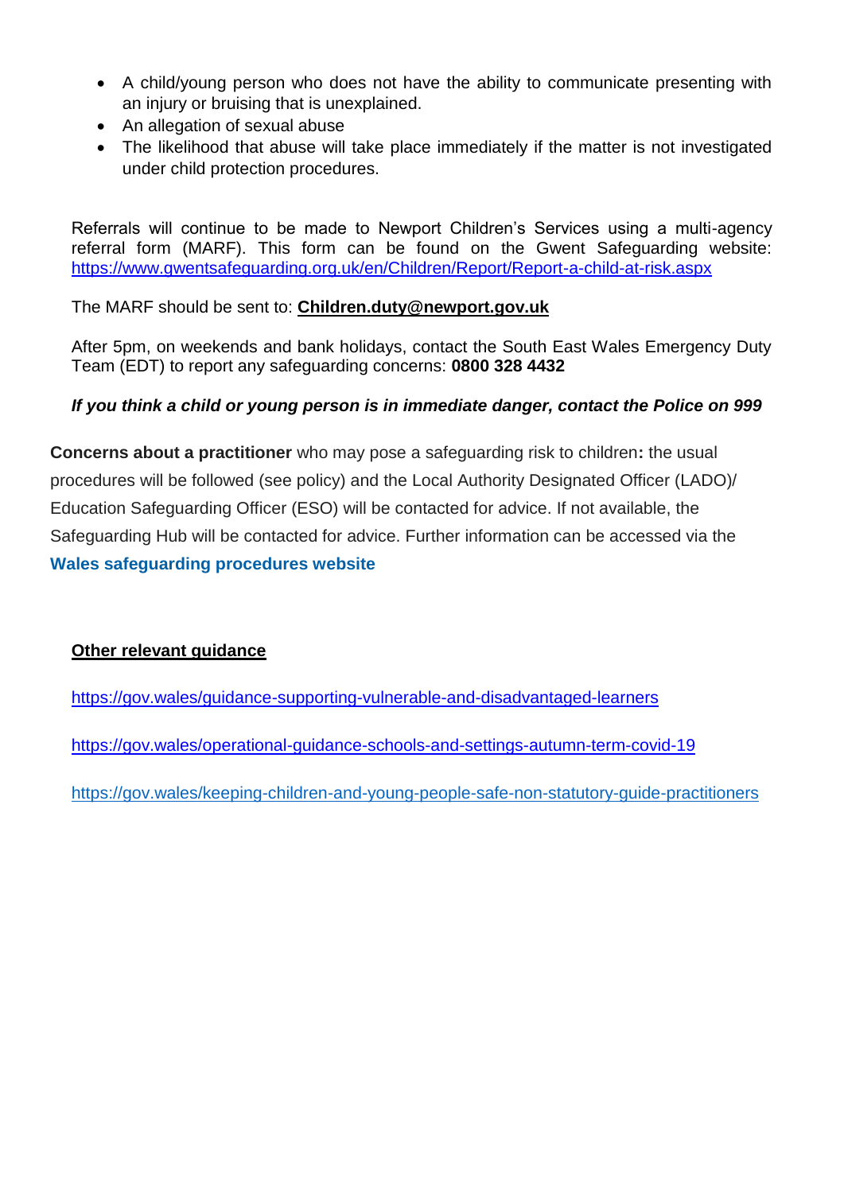- A child/young person who does not have the ability to communicate presenting with an injury or bruising that is unexplained.
- An allegation of sexual abuse
- The likelihood that abuse will take place immediately if the matter is not investigated under child protection procedures.

Referrals will continue to be made to Newport Children's Services using a multi-agency referral form (MARF). This form can be found on the Gwent Safeguarding website: https://www.gwentsafeguarding.org.uk/en/Children/Report/Report-a-child-at-risk.aspx

The MARF should be sent to: **Children.duty@newport.gov.uk**

After 5pm, on weekends and bank holidays, contact the South East Wales Emergency Duty Team (EDT) to report any safeguarding concerns: **0800 328 4432**

***If you think a child or young person is in immediate danger, contact the Police on 999***

**Concerns about a practitioner** who may pose a safeguarding risk to children**:** the usual procedures will be followed (see policy) and the Local Authority Designated Officer (LADO)/ Education Safeguarding Officer (ESO) will be contacted for advice. If not available, the Safeguarding Hub will be contacted for advice. Further information can be accessed via the **Wales safeguarding procedures website**

**Other relevant guidance**

https://gov.wales/guidance-supporting-vulnerable-and-disadvantaged-learners

https://gov.wales/operational-guidance-schools-and-settings-autumn-term-covid-19

https://gov.wales/keeping-children-and-young-people-safe-non-statutory-guide-practitioners